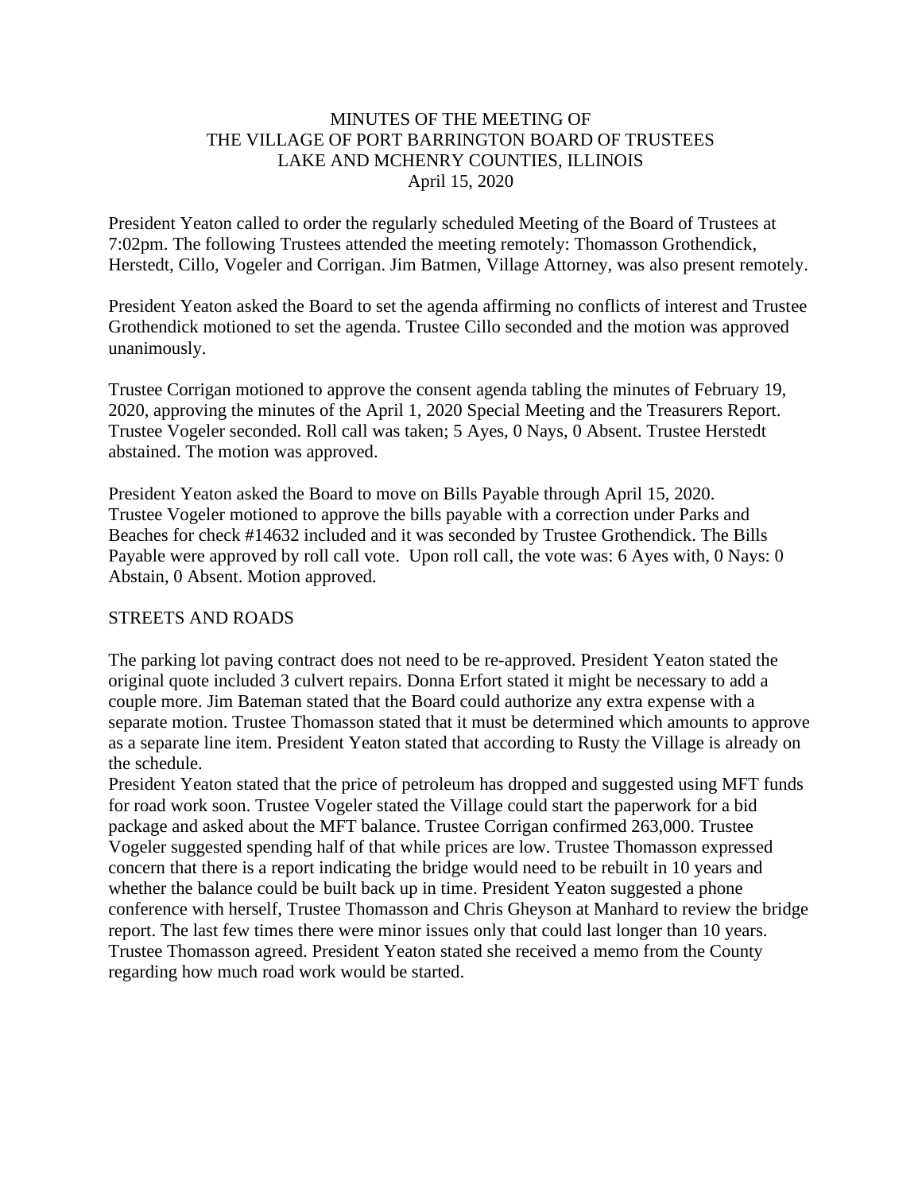# MINUTES OF THE MEETING OF
# THE VILLAGE OF PORT BARRINGTON BOARD OF TRUSTEES
# LAKE AND MCHENRY COUNTIES, ILLINOIS
April 15, 2020

President Yeaton called to order the regularly scheduled Meeting of the Board of Trustees at 7:02pm. The following Trustees attended the meeting remotely: Thomasson Grothendick, Herstedt, Cillo, Vogeler and Corrigan. Jim Batmen, Village Attorney, was also present remotely.

President Yeaton asked the Board to set the agenda affirming no conflicts of interest and Trustee Grothendick motioned to set the agenda. Trustee Cillo seconded and the motion was approved unanimously.

Trustee Corrigan motioned to approve the consent agenda tabling the minutes of February 19, 2020, approving the minutes of the April 1, 2020 Special Meeting and the Treasurers Report. Trustee Vogeler seconded. Roll call was taken; 5 Ayes, 0 Nays, 0 Absent. Trustee Herstedt abstained. The motion was approved.

President Yeaton asked the Board to move on Bills Payable through April 15, 2020. Trustee Vogeler motioned to approve the bills payable with a correction under Parks and Beaches for check #14632 included and it was seconded by Trustee Grothendick. The Bills Payable were approved by roll call vote. Upon roll call, the vote was: 6 Ayes with, 0 Nays: 0 Abstain, 0 Absent. Motion approved.

## STREETS AND ROADS

The parking lot paving contract does not need to be re-approved. President Yeaton stated the original quote included 3 culvert repairs. Donna Erfort stated it might be necessary to add a couple more. Jim Bateman stated that the Board could authorize any extra expense with a separate motion. Trustee Thomasson stated that it must be determined which amounts to approve as a separate line item. President Yeaton stated that according to Rusty the Village is already on the schedule.

President Yeaton stated that the price of petroleum has dropped and suggested using MFT funds for road work soon. Trustee Vogeler stated the Village could start the paperwork for a bid package and asked about the MFT balance. Trustee Corrigan confirmed 263,000. Trustee Vogeler suggested spending half of that while prices are low. Trustee Thomasson expressed concern that there is a report indicating the bridge would need to be rebuilt in 10 years and whether the balance could be built back up in time. President Yeaton suggested a phone conference with herself, Trustee Thomasson and Chris Gheyson at Manhard to review the bridge report. The last few times there were minor issues only that could last longer than 10 years. Trustee Thomasson agreed. President Yeaton stated she received a memo from the County regarding how much road work would be started.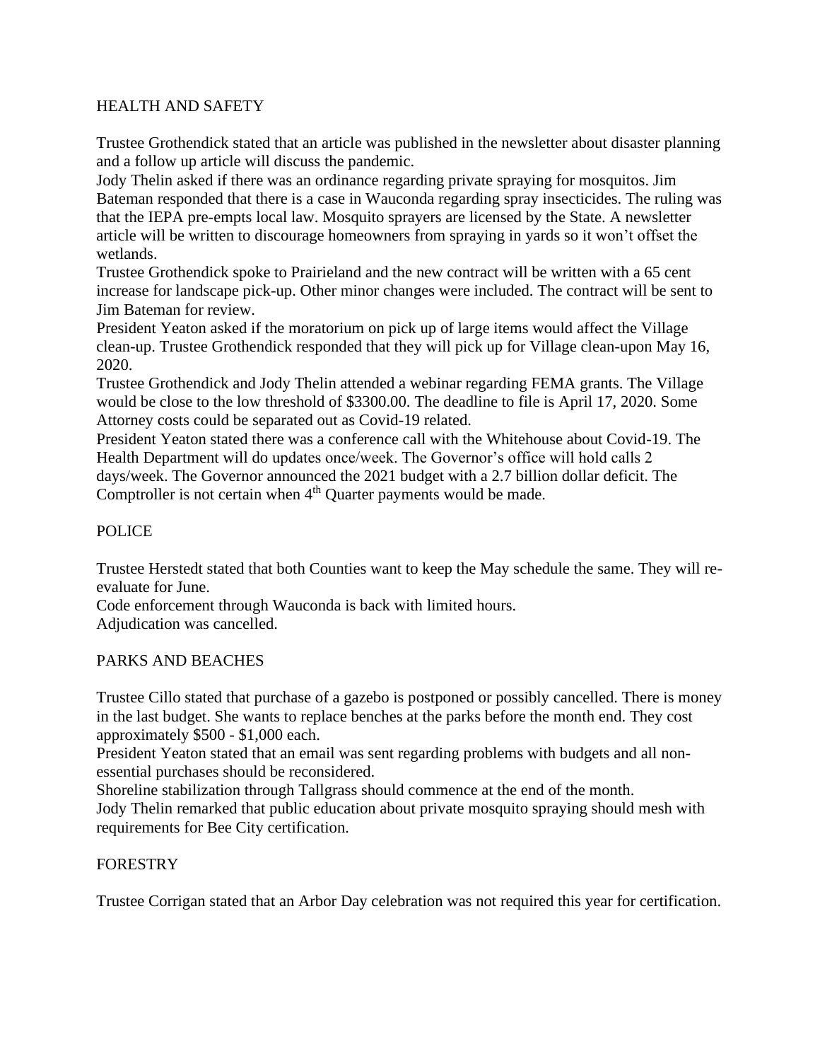## HEALTH AND SAFETY

Trustee Grothendick stated that an article was published in the newsletter about disaster planning and a follow up article will discuss the pandemic.

Jody Thelin asked if there was an ordinance regarding private spraying for mosquitos. Jim Bateman responded that there is a case in Wauconda regarding spray insecticides. The ruling was that the IEPA pre-empts local law. Mosquito sprayers are licensed by the State. A newsletter article will be written to discourage homeowners from spraying in yards so it won't offset the wetlands.

Trustee Grothendick spoke to Prairieland and the new contract will be written with a 65 cent increase for landscape pick-up. Other minor changes were included. The contract will be sent to Jim Bateman for review.

President Yeaton asked if the moratorium on pick up of large items would affect the Village clean-up. Trustee Grothendick responded that they will pick up for Village clean-upon May 16, 2020.

Trustee Grothendick and Jody Thelin attended a webinar regarding FEMA grants. The Village would be close to the low threshold of $3300.00. The deadline to file is April 17, 2020. Some Attorney costs could be separated out as Covid-19 related.

President Yeaton stated there was a conference call with the Whitehouse about Covid-19. The Health Department will do updates once/week. The Governor's office will hold calls 2 days/week. The Governor announced the 2021 budget with a 2.7 billion dollar deficit. The Comptroller is not certain when 4th Quarter payments would be made.

## POLICE

Trustee Herstedt stated that both Counties want to keep the May schedule the same. They will re-evaluate for June.

Code enforcement through Wauconda is back with limited hours.

Adjudication was cancelled.

## PARKS AND BEACHES

Trustee Cillo stated that purchase of a gazebo is postponed or possibly cancelled. There is money in the last budget. She wants to replace benches at the parks before the month end. They cost approximately $500 - $1,000 each.

President Yeaton stated that an email was sent regarding problems with budgets and all non-essential purchases should be reconsidered.

Shoreline stabilization through Tallgrass should commence at the end of the month.

Jody Thelin remarked that public education about private mosquito spraying should mesh with requirements for Bee City certification.

## FORESTRY

Trustee Corrigan stated that an Arbor Day celebration was not required this year for certification.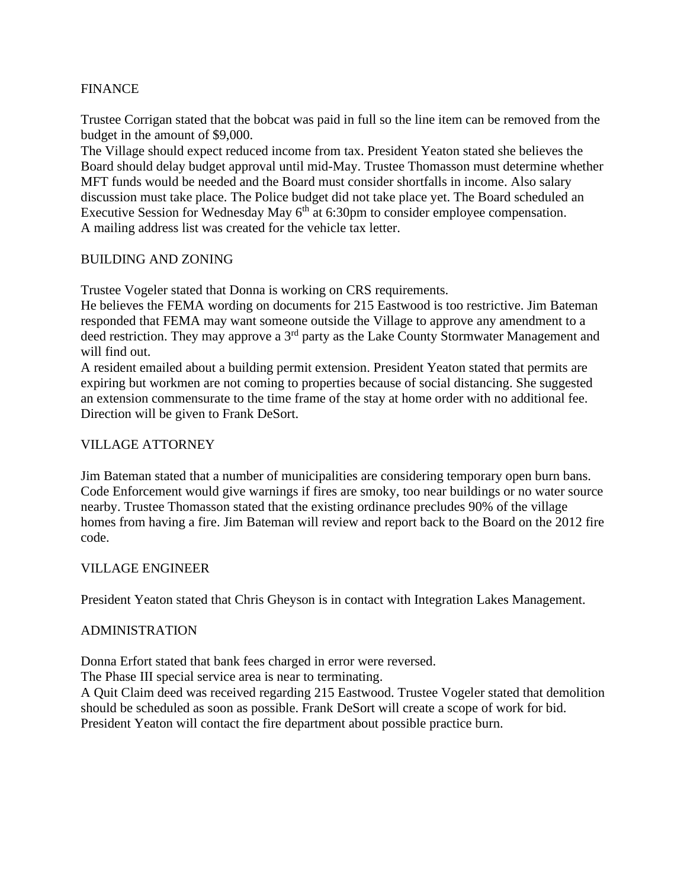## FINANCE

Trustee Corrigan stated that the bobcat was paid in full so the line item can be removed from the budget in the amount of $9,000.
The Village should expect reduced income from tax. President Yeaton stated she believes the Board should delay budget approval until mid-May. Trustee Thomasson must determine whether MFT funds would be needed and the Board must consider shortfalls in income. Also salary discussion must take place. The Police budget did not take place yet. The Board scheduled an Executive Session for Wednesday May 6th at 6:30pm to consider employee compensation.
A mailing address list was created for the vehicle tax letter.

## BUILDING AND ZONING

Trustee Vogeler stated that Donna is working on CRS requirements.
He believes the FEMA wording on documents for 215 Eastwood is too restrictive. Jim Bateman responded that FEMA may want someone outside the Village to approve any amendment to a deed restriction. They may approve a 3rd party as the Lake County Stormwater Management and will find out.
A resident emailed about a building permit extension. President Yeaton stated that permits are expiring but workmen are not coming to properties because of social distancing. She suggested an extension commensurate to the time frame of the stay at home order with no additional fee. Direction will be given to Frank DeSort.

## VILLAGE ATTORNEY

Jim Bateman stated that a number of municipalities are considering temporary open burn bans. Code Enforcement would give warnings if fires are smoky, too near buildings or no water source nearby. Trustee Thomasson stated that the existing ordinance precludes 90% of the village homes from having a fire. Jim Bateman will review and report back to the Board on the 2012 fire code.

## VILLAGE ENGINEER

President Yeaton stated that Chris Gheyson is in contact with Integration Lakes Management.

## ADMINISTRATION

Donna Erfort stated that bank fees charged in error were reversed.
The Phase III special service area is near to terminating.
A Quit Claim deed was received regarding 215 Eastwood. Trustee Vogeler stated that demolition should be scheduled as soon as possible. Frank DeSort will create a scope of work for bid. President Yeaton will contact the fire department about possible practice burn.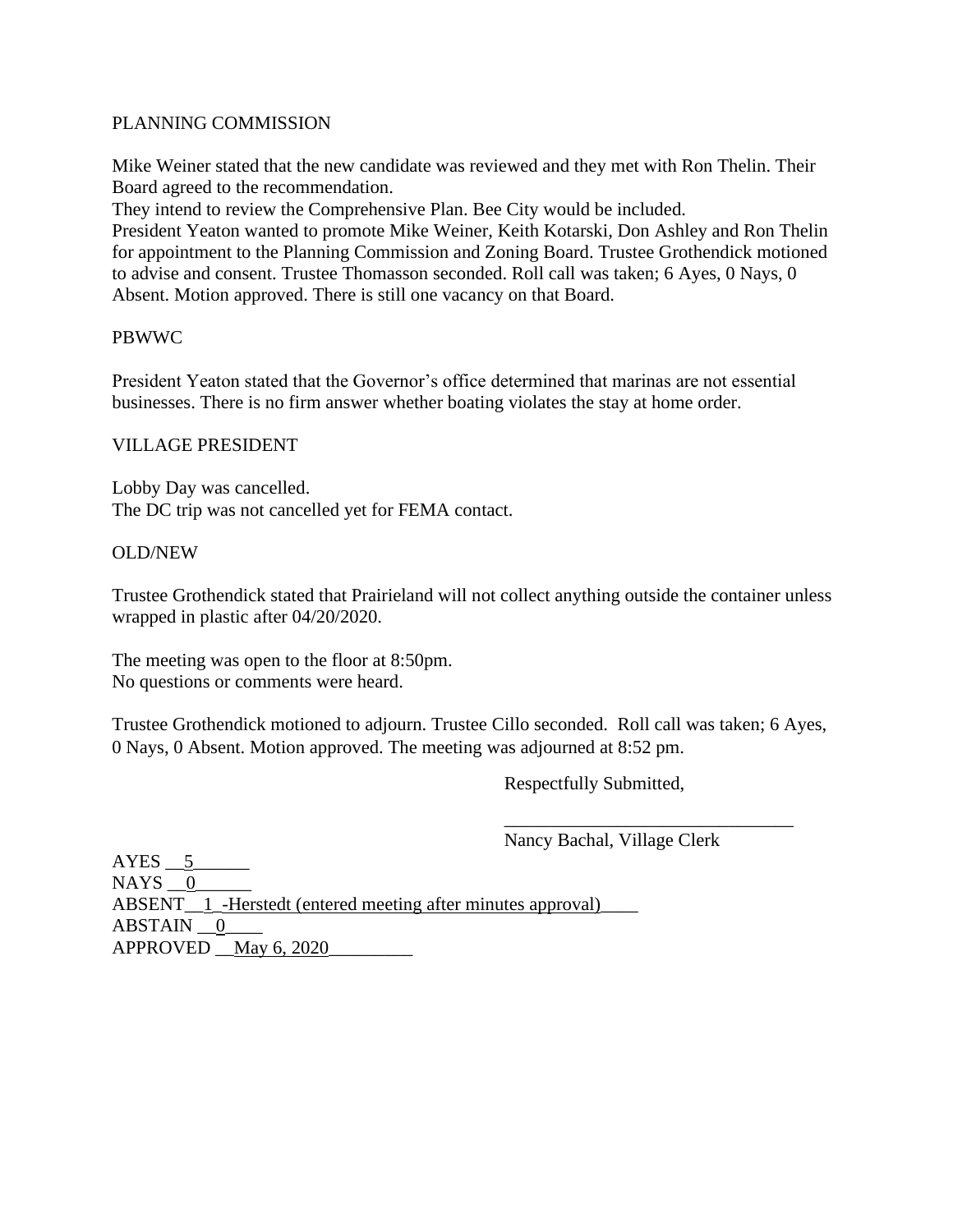PLANNING COMMISSION

Mike Weiner stated that the new candidate was reviewed and they met with Ron Thelin. Their Board agreed to the recommendation.
They intend to review the Comprehensive Plan. Bee City would be included.
President Yeaton wanted to promote Mike Weiner, Keith Kotarski, Don Ashley and Ron Thelin for appointment to the Planning Commission and Zoning Board. Trustee Grothendick motioned to advise and consent. Trustee Thomasson seconded. Roll call was taken; 6 Ayes, 0 Nays, 0 Absent. Motion approved. There is still one vacancy on that Board.

PBWWC

President Yeaton stated that the Governor's office determined that marinas are not essential businesses. There is no firm answer whether boating violates the stay at home order.

VILLAGE PRESIDENT

Lobby Day was cancelled.
The DC trip was not cancelled yet for FEMA contact.

OLD/NEW

Trustee Grothendick stated that Prairieland will not collect anything outside the container unless wrapped in plastic after 04/20/2020.

The meeting was open to the floor at 8:50pm.
No questions or comments were heard.

Trustee Grothendick motioned to adjourn. Trustee Cillo seconded. Roll call was taken; 6 Ayes, 0 Nays, 0 Absent. Motion approved. The meeting was adjourned at 8:52 pm.

Respectfully Submitted,

_______________________________
Nancy Bachal, Village Clerk

AYES __5______
NAYS __0______
ABSENT__1_-Herstedt (entered meeting after minutes approval)____
ABSTAIN __0____
APPROVED __May 6, 2020_________